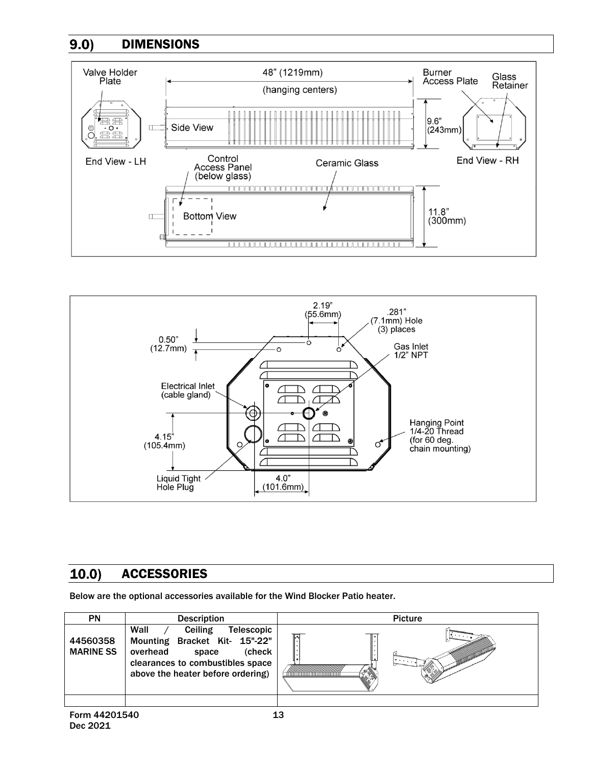## 9.0) DIMENSIONS

## 10.0) ACCESSORIES

Below are the optional accessories available for the Wind Blocker Patio heater.

| PN | Description | Picture |
|---|---|---|
| 44560358 MARINE SS | Wall / Ceiling Telescopic Mounting Bracket Kit- 15"-22" overhead space (check clearances to combustibles space above the heater before ordering) | |
| | | |

Form 44201540
Dec 2021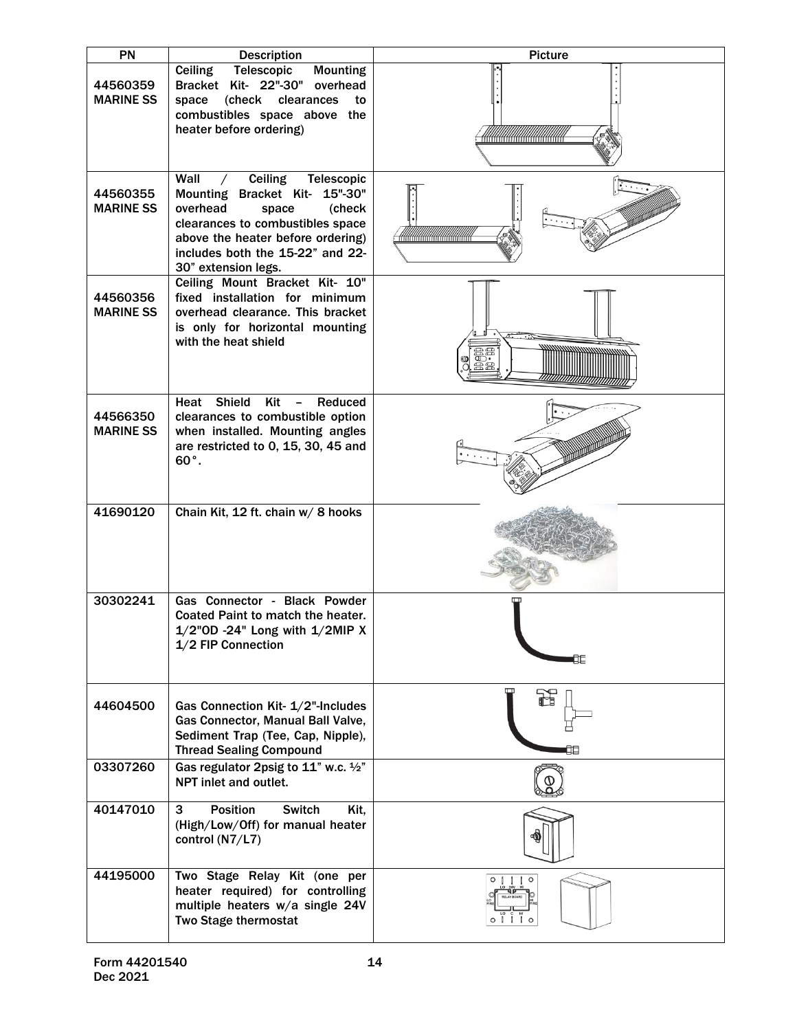| PN | Description | Picture |
| --- | --- | --- |
| 44560359 MARINE SS | Ceiling Telescopic Mounting Bracket Kit- 22"-30" overhead space (check clearances to combustibles space above the heater before ordering) | |
| 44560355 MARINE SS | Wall / Ceiling Telescopic Mounting Bracket Kit- 15"-30" overhead space (check clearances to combustibles space above the heater before ordering) includes both the 15-22" and 22-30" extension legs. | |
| 44560356 MARINE SS | Ceiling Mount Bracket Kit- 10" fixed installation for minimum overhead clearance. This bracket is only for horizontal mounting with the heat shield | |
| 44566350 MARINE SS | Heat Shield Kit – Reduced clearances to combustible option when installed. Mounting angles are restricted to 0, 15, 30, 45 and 60°. | |
| 41690120 | Chain Kit, 12 ft. chain w/ 8 hooks | |
| 30302241 | Gas Connector - Black Powder Coated Paint to match the heater. 1/2"OD -24" Long with 1/2MIP X 1/2 FIP Connection | |
| 44604500 | Gas Connection Kit- 1/2"-Includes Gas Connector, Manual Ball Valve, Sediment Trap (Tee, Cap, Nipple), Thread Sealing Compound | |
| 03307260 | Gas regulator 2psig to 11" w.c. ½" NPT inlet and outlet. | |
| 40147010 | 3 Position Switch Kit, (High/Low/Off) for manual heater control (N7/L7) | |
| 44195000 | Two Stage Relay Kit (one per heater required) for controlling multiple heaters w/a single 24V Two Stage thermostat | |

Form 44201540
Dec 2021